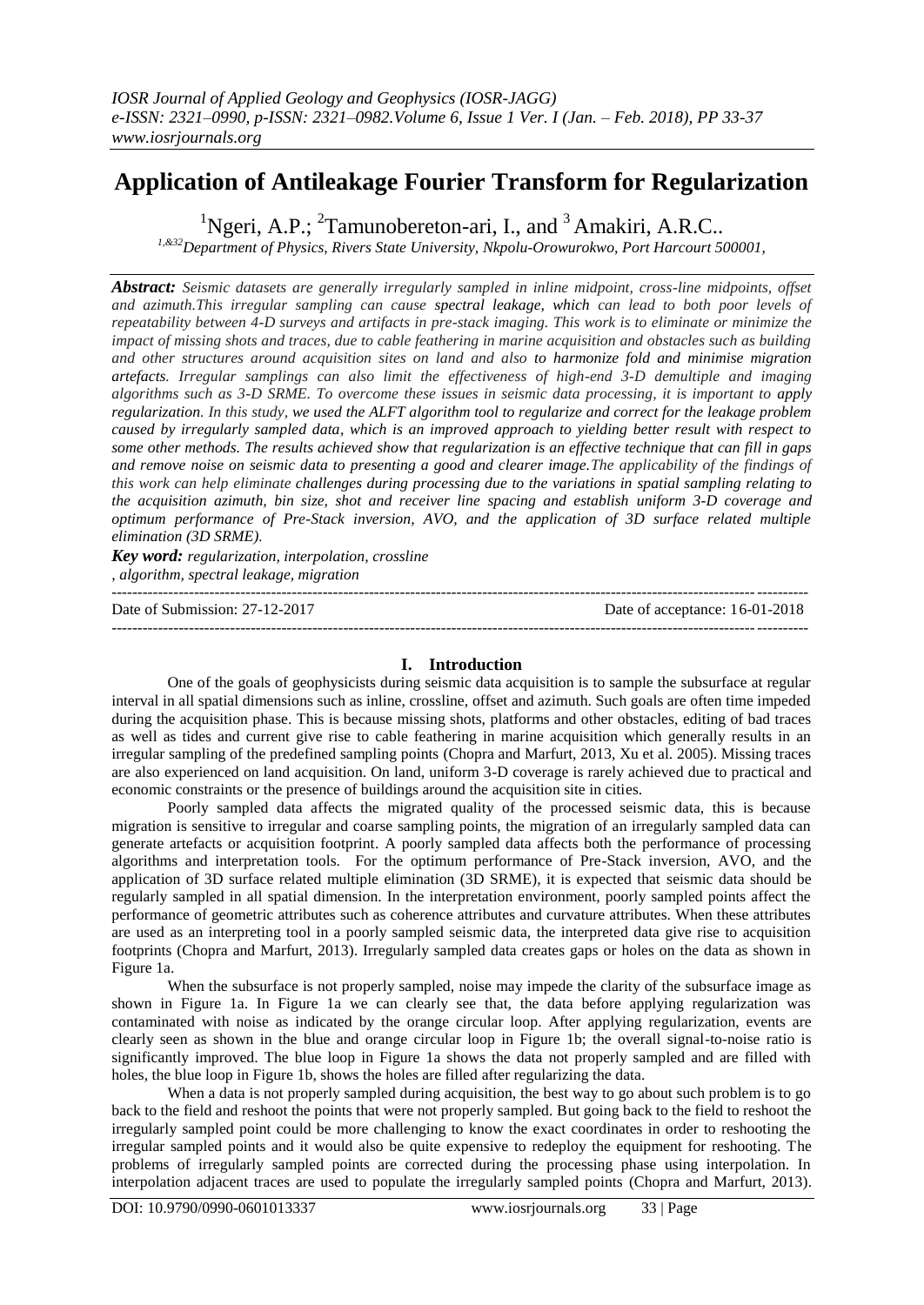# Application of Antileakage Fourier Transform for Regularization

[1]Ngeri, A.P.; [2]Tamunobereton-ari, I., and [3]Amakiri, A.R.C..

*[1,&32]Department of Physics, Rivers State University, Nkpolu-Orowurokwo, Port Harcourt 500001,*

***Abstract:*** *Seismic datasets are generally irregularly sampled in inline midpoint, cross-line midpoints, offset and azimuth.This irregular sampling can cause spectral leakage, which can lead to both poor levels of repeatability between 4-D surveys and artifacts in pre-stack imaging. This work is to eliminate or minimize the impact of missing shots and traces, due to cable feathering in marine acquisition and obstacles such as building and other structures around acquisition sites on land and also to harmonize fold and minimise migration artefacts. Irregular samplings can also limit the effectiveness of high-end 3-D demultiple and imaging algorithms such as 3-D SRME. To overcome these issues in seismic data processing, it is important to apply regularization. In this study, we used the ALFT algorithm tool to regularize and correct for the leakage problem caused by irregularly sampled data, which is an improved approach to yielding better result with respect to some other methods. The results achieved show that regularization is an effective technique that can fill in gaps and remove noise on seismic data to presenting a good and clearer image.The applicability of the findings of this work can help eliminate challenges during processing due to the variations in spatial sampling relating to the acquisition azimuth, bin size, shot and receiver line spacing and establish uniform 3-D coverage and optimum performance of Pre-Stack inversion, AVO, and the application of 3D surface related multiple elimination (3D SRME).*

***Key word:*** *regularization, interpolation, crossline , algorithm, spectral leakage, migration*

---

Date of Submission: 27-12-2017 Date of acceptance: 16-01-2018

---

## I. Introduction

One of the goals of geophysicists during seismic data acquisition is to sample the subsurface at regular interval in all spatial dimensions such as inline, crossline, offset and azimuth. Such goals are often time impeded during the acquisition phase. This is because missing shots, platforms and other obstacles, editing of bad traces as well as tides and current give rise to cable feathering in marine acquisition which generally results in an irregular sampling of the predefined sampling points (Chopra and Marfurt, 2013, Xu et al. 2005). Missing traces are also experienced on land acquisition. On land, uniform 3-D coverage is rarely achieved due to practical and economic constraints or the presence of buildings around the acquisition site in cities.

Poorly sampled data affects the migrated quality of the processed seismic data, this is because migration is sensitive to irregular and coarse sampling points, the migration of an irregularly sampled data can generate artefacts or acquisition footprint. A poorly sampled data affects both the performance of processing algorithms and interpretation tools. For the optimum performance of Pre-Stack inversion, AVO, and the application of 3D surface related multiple elimination (3D SRME), it is expected that seismic data should be regularly sampled in all spatial dimension. In the interpretation environment, poorly sampled points affect the performance of geometric attributes such as coherence attributes and curvature attributes. When these attributes are used as an interpreting tool in a poorly sampled seismic data, the interpreted data give rise to acquisition footprints (Chopra and Marfurt, 2013). Irregularly sampled data creates gaps or holes on the data as shown in Figure 1a.

When the subsurface is not properly sampled, noise may impede the clarity of the subsurface image as shown in Figure 1a. In Figure 1a we can clearly see that, the data before applying regularization was contaminated with noise as indicated by the orange circular loop. After applying regularization, events are clearly seen as shown in the blue and orange circular loop in Figure 1b; the overall signal-to-noise ratio is significantly improved. The blue loop in Figure 1a shows the data not properly sampled and are filled with holes, the blue loop in Figure 1b, shows the holes are filled after regularizing the data.

When a data is not properly sampled during acquisition, the best way to go about such problem is to go back to the field and reshoot the points that were not properly sampled. But going back to the field to reshoot the irregularly sampled point could be more challenging to know the exact coordinates in order to reshooting the irregular sampled points and it would also be quite expensive to redeploy the equipment for reshooting. The problems of irregularly sampled points are corrected during the processing phase using interpolation. In interpolation adjacent traces are used to populate the irregularly sampled points (Chopra and Marfurt, 2013).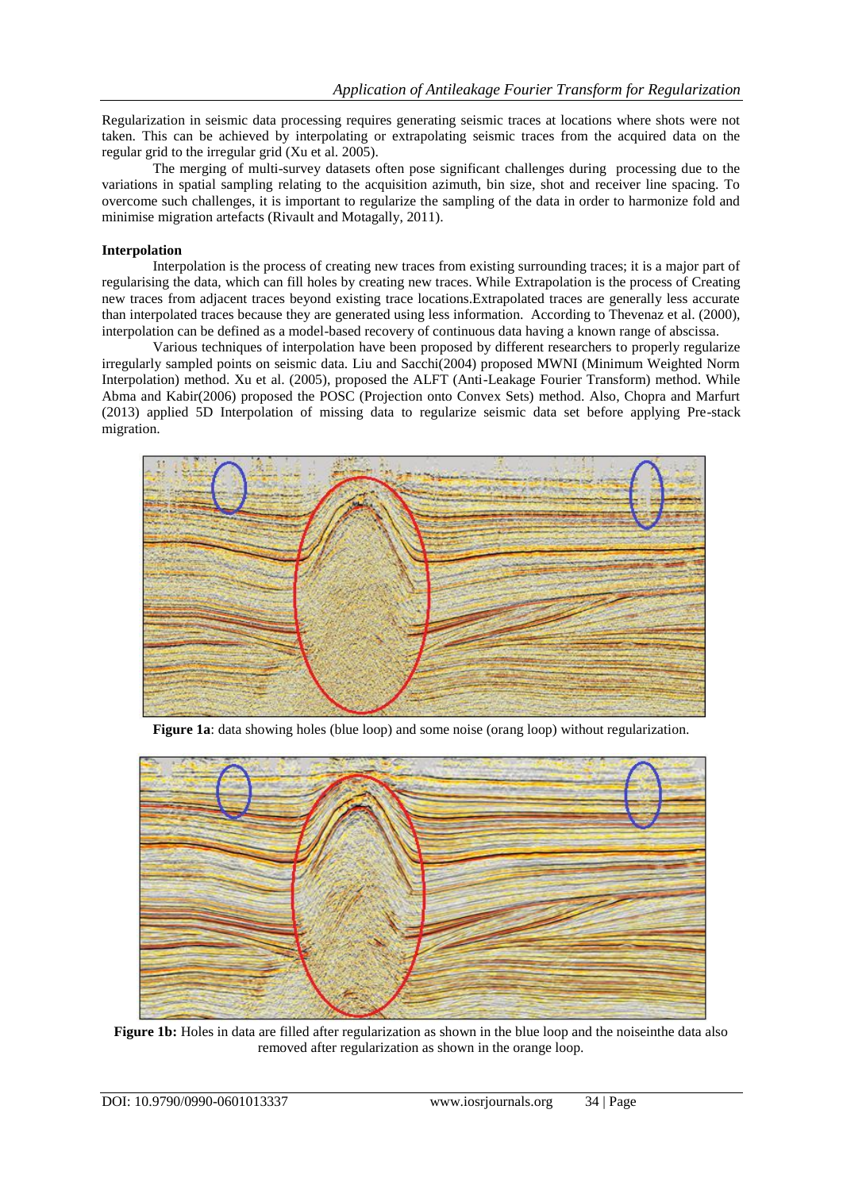Regularization in seismic data processing requires generating seismic traces at locations where shots were not taken. This can be achieved by interpolating or extrapolating seismic traces from the acquired data on the regular grid to the irregular grid (Xu et al. 2005).

The merging of multi-survey datasets often pose significant challenges during processing due to the variations in spatial sampling relating to the acquisition azimuth, bin size, shot and receiver line spacing. To overcome such challenges, it is important to regularize the sampling of the data in order to harmonize fold and minimise migration artefacts (Rivault and Motagally, 2011).

**Interpolation**

Interpolation is the process of creating new traces from existing surrounding traces; it is a major part of regularising the data, which can fill holes by creating new traces. While Extrapolation is the process of Creating new traces from adjacent traces beyond existing trace locations.Extrapolated traces are generally less accurate than interpolated traces because they are generated using less information. According to Thevenaz et al. (2000), interpolation can be defined as a model-based recovery of continuous data having a known range of abscissa.

Various techniques of interpolation have been proposed by different researchers to properly regularize irregularly sampled points on seismic data. Liu and Sacchi(2004) proposed MWNI (Minimum Weighted Norm Interpolation) method. Xu et al. (2005), proposed the ALFT (Anti-Leakage Fourier Transform) method. While Abma and Kabir(2006) proposed the POSC (Projection onto Convex Sets) method. Also, Chopra and Marfurt (2013) applied 5D Interpolation of missing data to regularize seismic data set before applying Pre-stack migration.

**Figure 1a**: data showing holes (blue loop) and some noise (orang loop) without regularization.

**Figure 1b:** Holes in data are filled after regularization as shown in the blue loop and the noiseinthe data also removed after regularization as shown in the orange loop.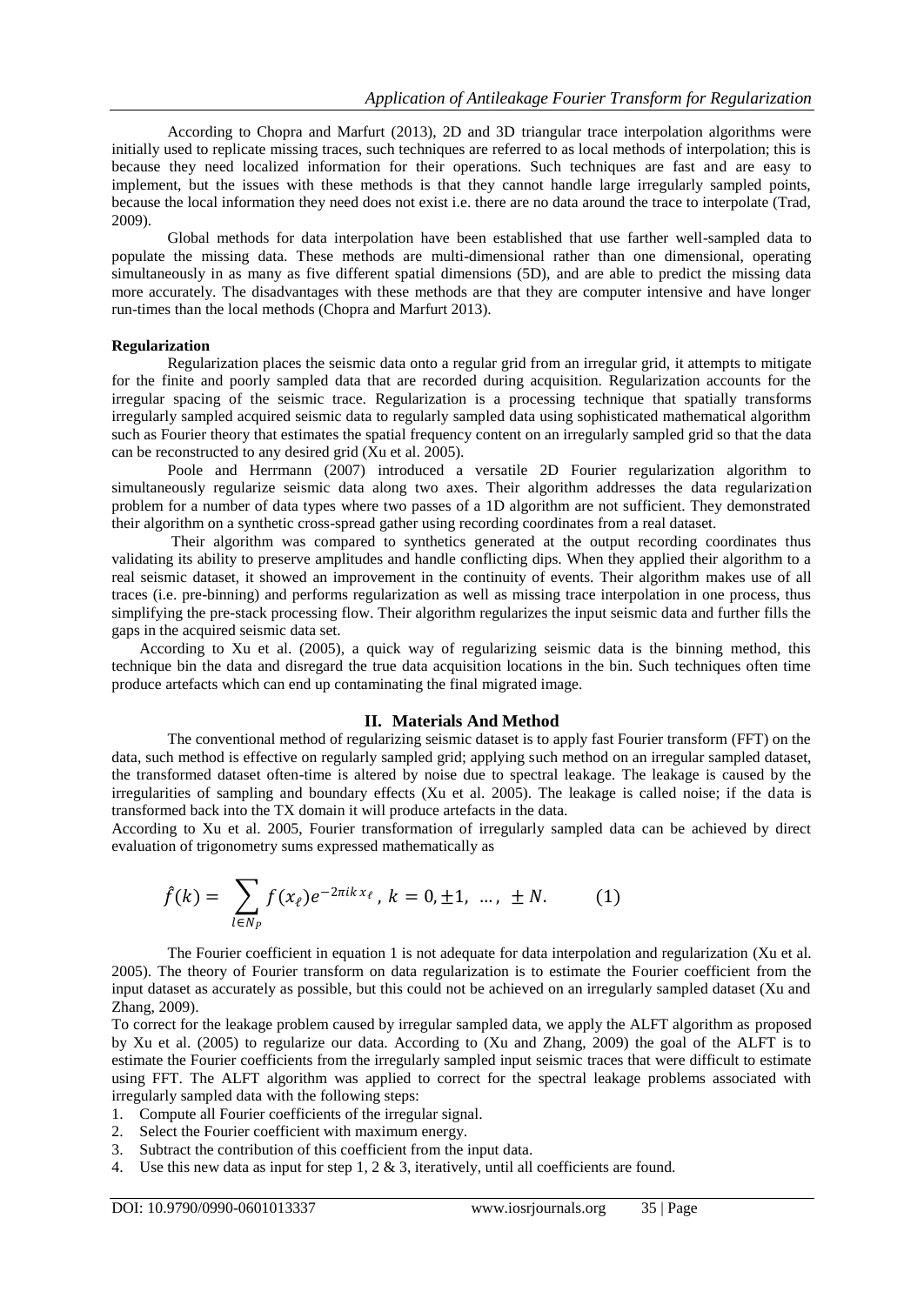According to Chopra and Marfurt (2013), 2D and 3D triangular trace interpolation algorithms were initially used to replicate missing traces, such techniques are referred to as local methods of interpolation; this is because they need localized information for their operations. Such techniques are fast and are easy to implement, but the issues with these methods is that they cannot handle large irregularly sampled points, because the local information they need does not exist i.e. there are no data around the trace to interpolate (Trad, 2009).

Global methods for data interpolation have been established that use farther well-sampled data to populate the missing data. These methods are multi-dimensional rather than one dimensional, operating simultaneously in as many as five different spatial dimensions (5D), and are able to predict the missing data more accurately. The disadvantages with these methods are that they are computer intensive and have longer run-times than the local methods (Chopra and Marfurt 2013).

**Regularization**

Regularization places the seismic data onto a regular grid from an irregular grid, it attempts to mitigate for the finite and poorly sampled data that are recorded during acquisition. Regularization accounts for the irregular spacing of the seismic trace. Regularization is a processing technique that spatially transforms irregularly sampled acquired seismic data to regularly sampled data using sophisticated mathematical algorithm such as Fourier theory that estimates the spatial frequency content on an irregularly sampled grid so that the data can be reconstructed to any desired grid (Xu et al. 2005).

Poole and Herrmann (2007) introduced a versatile 2D Fourier regularization algorithm to simultaneously regularize seismic data along two axes. Their algorithm addresses the data regularization problem for a number of data types where two passes of a 1D algorithm are not sufficient. They demonstrated their algorithm on a synthetic cross-spread gather using recording coordinates from a real dataset.

Their algorithm was compared to synthetics generated at the output recording coordinates thus validating its ability to preserve amplitudes and handle conflicting dips. When they applied their algorithm to a real seismic dataset, it showed an improvement in the continuity of events. Their algorithm makes use of all traces (i.e. pre-binning) and performs regularization as well as missing trace interpolation in one process, thus simplifying the pre-stack processing flow. Their algorithm regularizes the input seismic data and further fills the gaps in the acquired seismic data set.

According to Xu et al. (2005), a quick way of regularizing seismic data is the binning method, this technique bin the data and disregard the true data acquisition locations in the bin. Such techniques often time produce artefacts which can end up contaminating the final migrated image.

## II. Materials And Method

The conventional method of regularizing seismic dataset is to apply fast Fourier transform (FFT) on the data, such method is effective on regularly sampled grid; applying such method on an irregular sampled dataset, the transformed dataset often-time is altered by noise due to spectral leakage. The leakage is caused by the irregularities of sampling and boundary effects (Xu et al. 2005). The leakage is called noise; if the data is transformed back into the TX domain it will produce artefacts in the data.

According to Xu et al. 2005, Fourier transformation of irregularly sampled data can be achieved by direct evaluation of trigonometry sums expressed mathematically as

$$\hat{f}(k) = \sum_{l \in N_p} f(x_\ell) e^{-2\pi i k x_\ell}, \; k = 0, \pm 1, \; \ldots, \; \pm N. \qquad (1)$$

The Fourier coefficient in equation 1 is not adequate for data interpolation and regularization (Xu et al. 2005). The theory of Fourier transform on data regularization is to estimate the Fourier coefficient from the input dataset as accurately as possible, but this could not be achieved on an irregularly sampled dataset (Xu and Zhang, 2009).

To correct for the leakage problem caused by irregular sampled data, we apply the ALFT algorithm as proposed by Xu et al. (2005) to regularize our data. According to (Xu and Zhang, 2009) the goal of the ALFT is to estimate the Fourier coefficients from the irregularly sampled input seismic traces that were difficult to estimate using FFT. The ALFT algorithm was applied to correct for the spectral leakage problems associated with irregularly sampled data with the following steps:

1. Compute all Fourier coefficients of the irregular signal.
2. Select the Fourier coefficient with maximum energy.
3. Subtract the contribution of this coefficient from the input data.
4. Use this new data as input for step 1, 2 & 3, iteratively, until all coefficients are found.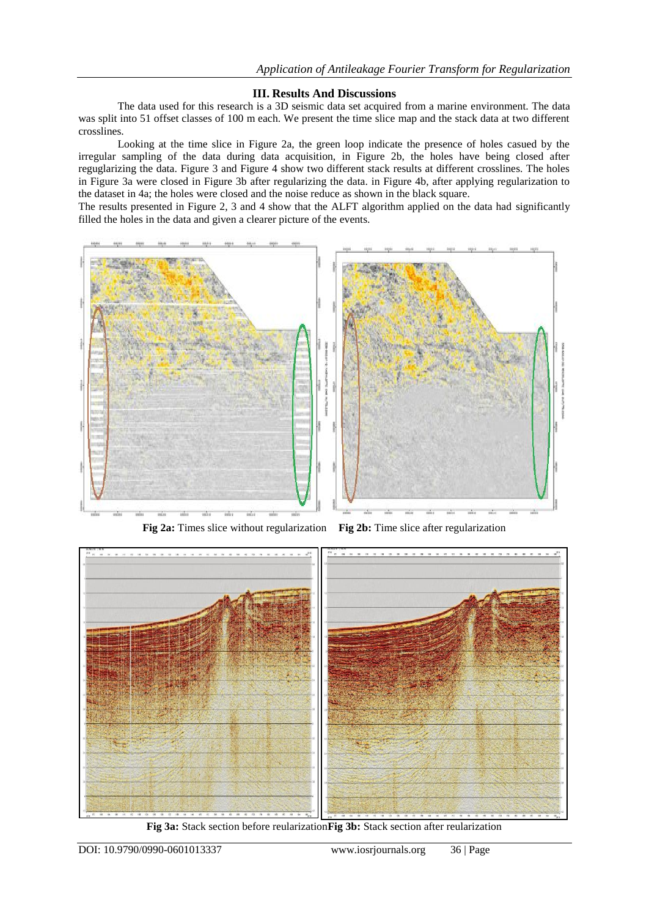## III. Results And Discussions

The data used for this research is a 3D seismic data set acquired from a marine environment. The data was split into 51 offset classes of 100 m each. We present the time slice map and the stack data at two different crosslines.

Looking at the time slice in Figure 2a, the green loop indicate the presence of holes casued by the irregular sampling of the data during data acquisition, in Figure 2b, the holes have being closed after reguglarizing the data. Figure 3 and Figure 4 show two different stack results at different crosslines. The holes in Figure 3a were closed in Figure 3b after regularizing the data. in Figure 4b, after applying regularization to the dataset in 4a; the holes were closed and the noise reduce as shown in the black square.

The results presented in Figure 2, 3 and 4 show that the ALFT algorithm applied on the data had significantly filled the holes in the data and given a clearer picture of the events.

**Fig 2a:** Times slice without regularization **Fig 2b:** Time slice after regularization

**Fig 3a:** Stack section before reularization **Fig 3b:** Stack section after reularization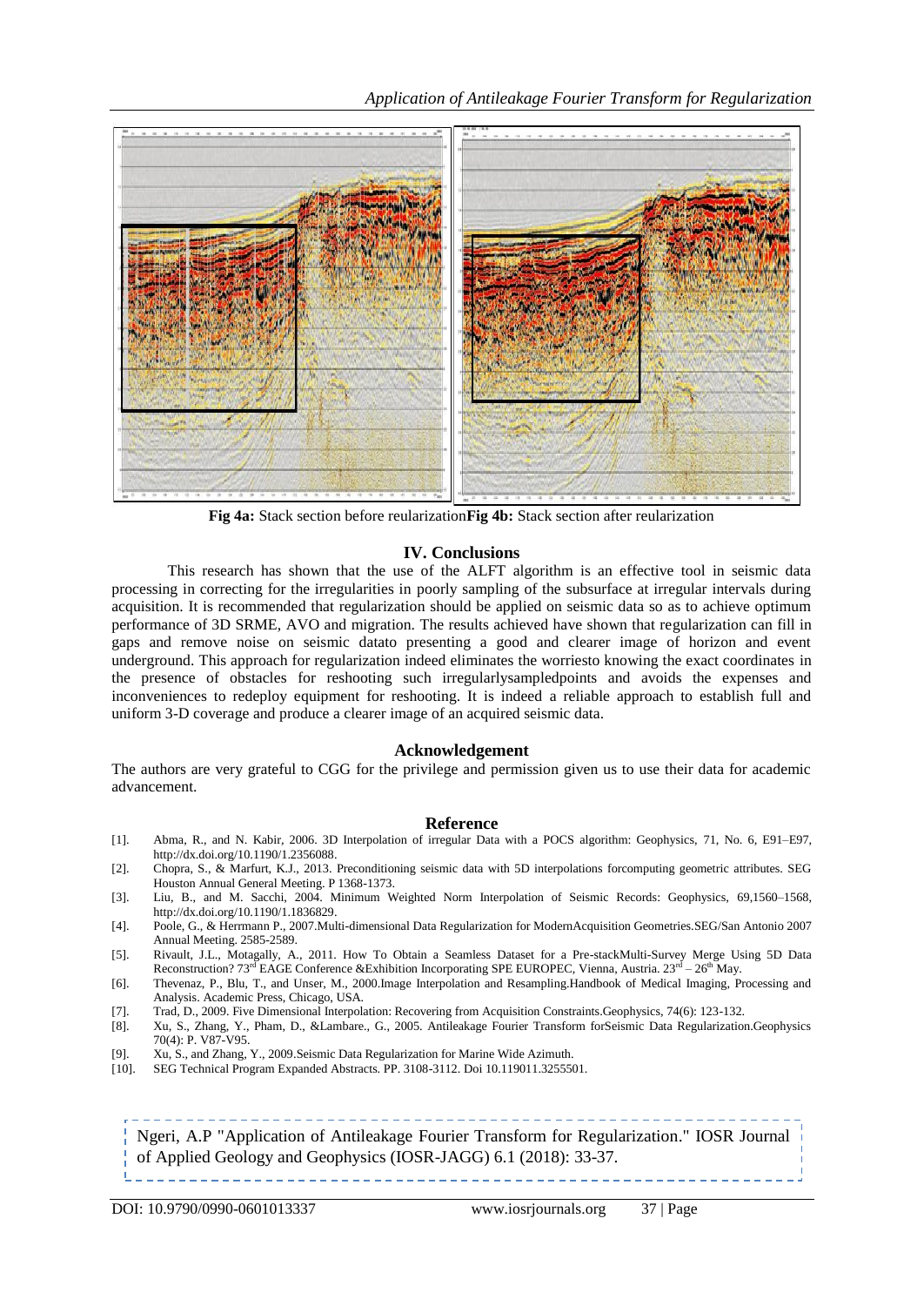**Fig 4a:** Stack section before reularization**Fig 4b:** Stack section after reularization

## IV. Conclusions

This research has shown that the use of the ALFT algorithm is an effective tool in seismic data processing in correcting for the irregularities in poorly sampling of the subsurface at irregular intervals during acquisition. It is recommended that regularization should be applied on seismic data so as to achieve optimum performance of 3D SRME, AVO and migration. The results achieved have shown that regularization can fill in gaps and remove noise on seismic datato presenting a good and clearer image of horizon and event underground. This approach for regularization indeed eliminates the worriesto knowing the exact coordinates in the presence of obstacles for reshooting such irregularlysampledpoints and avoids the expenses and inconveniences to redeploy equipment for reshooting. It is indeed a reliable approach to establish full and uniform 3-D coverage and produce a clearer image of an acquired seismic data.

## Acknowledgement

The authors are very grateful to CGG for the privilege and permission given us to use their data for academic advancement.

## Reference

[1]. Abma, R., and N. Kabir, 2006. 3D Interpolation of irregular Data with a POCS algorithm: Geophysics, 71, No. 6, E91–E97, http://dx.doi.org/10.1190/1.2356088.

[2]. Chopra, S., & Marfurt, K.J., 2013. Preconditioning seismic data with 5D interpolations forcomputing geometric attributes. SEG Houston Annual General Meeting. P 1368-1373.

[3]. Liu, B., and M. Sacchi, 2004. Minimum Weighted Norm Interpolation of Seismic Records: Geophysics, 69,1560–1568, http://dx.doi.org/10.1190/1.1836829.

[4]. Poole, G., & Herrmann P., 2007.Multi-dimensional Data Regularization for ModernAcquisition Geometries.SEG/San Antonio 2007 Annual Meeting. 2585-2589.

[5]. Rivault, J.L., Motagally, A., 2011. How To Obtain a Seamless Dataset for a Pre-stackMulti-Survey Merge Using 5D Data Reconstruction? 73rd EAGE Conference &Exhibition Incorporating SPE EUROPEC, Vienna, Austria. 23rd – 26th May.

[6]. Thevenaz, P., Blu, T., and Unser, M., 2000.Image Interpolation and Resampling.Handbook of Medical Imaging, Processing and Analysis. Academic Press, Chicago, USA.

[7]. Trad, D., 2009. Five Dimensional Interpolation: Recovering from Acquisition Constraints.Geophysics, 74(6): 123-132.

[8]. Xu, S., Zhang, Y., Pham, D., &Lambare., G., 2005. Antileakage Fourier Transform forSeismic Data Regularization.Geophysics 70(4): P. V87-V95.

[9]. Xu, S., and Zhang, Y., 2009.Seismic Data Regularization for Marine Wide Azimuth.

[10]. SEG Technical Program Expanded Abstracts. PP. 3108-3112. Doi 10.119011.3255501.

Ngeri, A.P "Application of Antileakage Fourier Transform for Regularization." IOSR Journal of Applied Geology and Geophysics (IOSR-JAGG) 6.1 (2018): 33-37.